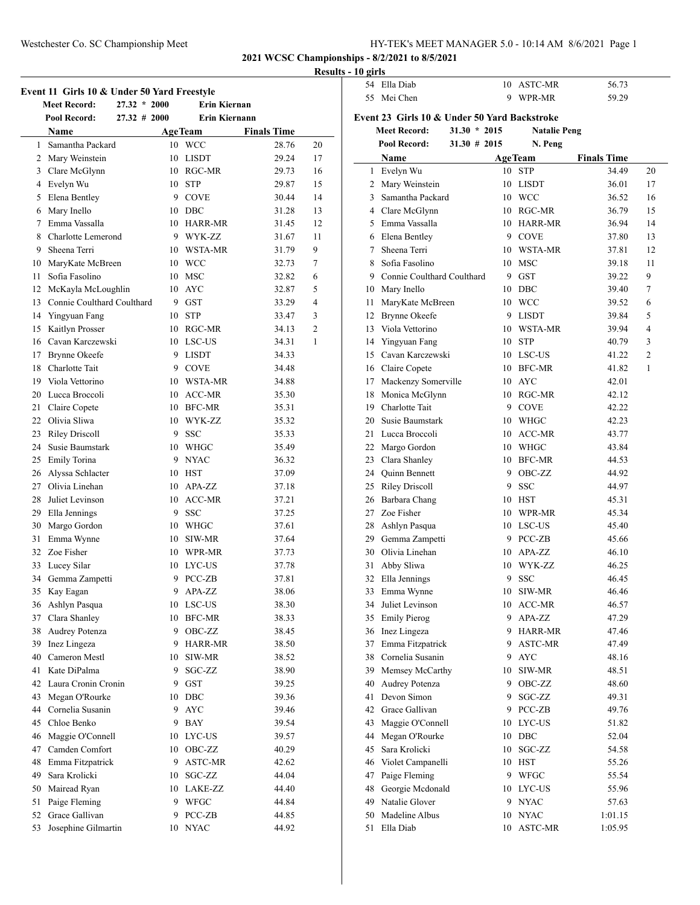## 2021 WCSC Championships - 8/2/2021 to 8/5/2021

### Results - 10 girls

### Event 11 Girls 10 & Under 50 Yard Freestyle

**Meet Record:** 27.32 * 2000 Erin Kiernan
**Pool Record:** 27.32 # 2000 Erin Kiernann

| | Name | Age | Team | Finals Time | |
|---|---|---|---|---|---|
| 1 | Samantha Packard | 10 | WCC | 28.76 | 20 |
| 2 | Mary Weinstein | 10 | LISDT | 29.24 | 17 |
| 3 | Clare McGlynn | 10 | RGC-MR | 29.73 | 16 |
| 4 | Evelyn Wu | 10 | STP | 29.87 | 15 |
| 5 | Elena Bentley | 9 | COVE | 30.44 | 14 |
| 6 | Mary Inello | 10 | DBC | 31.28 | 13 |
| 7 | Emma Vassalla | 10 | HARR-MR | 31.45 | 12 |
| 8 | Charlotte Lemerond | 9 | WYK-ZZ | 31.67 | 11 |
| 9 | Sheena Terri | 10 | WSTA-MR | 31.79 | 9 |
| 10 | MaryKate McBreen | 10 | WCC | 32.73 | 7 |
| 11 | Sofia Fasolino | 10 | MSC | 32.82 | 6 |
| 12 | McKayla McLoughlin | 10 | AYC | 32.87 | 5 |
| 13 | Connie Coulthard Coulthard | 9 | GST | 33.29 | 4 |
| 14 | Yingyuan Fang | 10 | STP | 33.47 | 3 |
| 15 | Kaitlyn Prosser | 10 | RGC-MR | 34.13 | 2 |
| 16 | Cavan Karczewski | 10 | LSC-US | 34.31 | 1 |
| 17 | Brynne Okeefe | 9 | LISDT | 34.33 | |
| 18 | Charlotte Tait | 9 | COVE | 34.48 | |
| 19 | Viola Vettorino | 10 | WSTA-MR | 34.88 | |
| 20 | Lucca Broccoli | 10 | ACC-MR | 35.30 | |
| 21 | Claire Copete | 10 | BFC-MR | 35.31 | |
| 22 | Olivia Sliwa | 10 | WYK-ZZ | 35.32 | |
| 23 | Riley Driscoll | 9 | SSC | 35.33 | |
| 24 | Susie Baumstark | 10 | WHGC | 35.49 | |
| 25 | Emily Torina | 9 | NYAC | 36.32 | |
| 26 | Alyssa Schlacter | 10 | HST | 37.09 | |
| 27 | Olivia Linehan | 10 | APA-ZZ | 37.18 | |
| 28 | Juliet Levinson | 10 | ACC-MR | 37.21 | |
| 29 | Ella Jennings | 9 | SSC | 37.25 | |
| 30 | Margo Gordon | 10 | WHGC | 37.61 | |
| 31 | Emma Wynne | 10 | SIW-MR | 37.64 | |
| 32 | Zoe Fisher | 10 | WPR-MR | 37.73 | |
| 33 | Lucey Silar | 10 | LYC-US | 37.78 | |
| 34 | Gemma Zampetti | 9 | PCC-ZB | 37.81 | |
| 35 | Kay Eagan | 9 | APA-ZZ | 38.06 | |
| 36 | Ashlyn Pasqua | 10 | LSC-US | 38.30 | |
| 37 | Clara Shanley | 10 | BFC-MR | 38.33 | |
| 38 | Audrey Potenza | 9 | OBC-ZZ | 38.45 | |
| 39 | Inez Lingeza | 9 | HARR-MR | 38.50 | |
| 40 | Cameron Mestl | 10 | SIW-MR | 38.52 | |
| 41 | Kate DiPalma | 9 | SGC-ZZ | 38.90 | |
| 42 | Laura Cronin Cronin | 9 | GST | 39.25 | |
| 43 | Megan O'Rourke | 10 | DBC | 39.36 | |
| 44 | Cornelia Susanin | 9 | AYC | 39.46 | |
| 45 | Chloe Benko | 9 | BAY | 39.54 | |
| 46 | Maggie O'Connell | 10 | LYC-US | 39.57 | |
| 47 | Camden Comfort | 10 | OBC-ZZ | 40.29 | |
| 48 | Emma Fitzpatrick | 9 | ASTC-MR | 42.62 | |
| 49 | Sara Krolicki | 10 | SGC-ZZ | 44.04 | |
| 50 | Mairead Ryan | 10 | LAKE-ZZ | 44.40 | |
| 51 | Paige Fleming | 9 | WFGC | 44.84 | |
| 52 | Grace Gallivan | 9 | PCC-ZB | 44.85 | |
| 53 | Josephine Gilmartin | 10 | NYAC | 44.92 | |
| 54 | Ella Diab | 10 | ASTC-MR | 56.73 | |
| 55 | Mei Chen | 9 | WPR-MR | 59.29 | |

### Event 23 Girls 10 & Under 50 Yard Backstroke

**Meet Record:** 31.30 * 2015 Natalie Peng
**Pool Record:** 31.30 # 2015 N. Peng

| | Name | Age | Team | Finals Time | |
|---|---|---|---|---|---|
| 1 | Evelyn Wu | 10 | STP | 34.49 | 20 |
| 2 | Mary Weinstein | 10 | LISDT | 36.01 | 17 |
| 3 | Samantha Packard | 10 | WCC | 36.52 | 16 |
| 4 | Clare McGlynn | 10 | RGC-MR | 36.79 | 15 |
| 5 | Emma Vassalla | 10 | HARR-MR | 36.94 | 14 |
| 6 | Elena Bentley | 9 | COVE | 37.80 | 13 |
| 7 | Sheena Terri | 10 | WSTA-MR | 37.81 | 12 |
| 8 | Sofia Fasolino | 10 | MSC | 39.18 | 11 |
| 9 | Connie Coulthard Coulthard | 9 | GST | 39.22 | 9 |
| 10 | Mary Inello | 10 | DBC | 39.40 | 7 |
| 11 | MaryKate McBreen | 10 | WCC | 39.52 | 6 |
| 12 | Brynne Okeefe | 9 | LISDT | 39.84 | 5 |
| 13 | Viola Vettorino | 10 | WSTA-MR | 39.94 | 4 |
| 14 | Yingyuan Fang | 10 | STP | 40.79 | 3 |
| 15 | Cavan Karczewski | 10 | LSC-US | 41.22 | 2 |
| 16 | Claire Copete | 10 | BFC-MR | 41.82 | 1 |
| 17 | Mackenzy Somerville | 10 | AYC | 42.01 | |
| 18 | Monica McGlynn | 10 | RGC-MR | 42.12 | |
| 19 | Charlotte Tait | 9 | COVE | 42.22 | |
| 20 | Susie Baumstark | 10 | WHGC | 42.23 | |
| 21 | Lucca Broccoli | 10 | ACC-MR | 43.77 | |
| 22 | Margo Gordon | 10 | WHGC | 43.84 | |
| 23 | Clara Shanley | 10 | BFC-MR | 44.53 | |
| 24 | Quinn Bennett | 9 | OBC-ZZ | 44.92 | |
| 25 | Riley Driscoll | 9 | SSC | 44.97 | |
| 26 | Barbara Chang | 10 | HST | 45.31 | |
| 27 | Zoe Fisher | 10 | WPR-MR | 45.34 | |
| 28 | Ashlyn Pasqua | 10 | LSC-US | 45.40 | |
| 29 | Gemma Zampetti | 9 | PCC-ZB | 45.66 | |
| 30 | Olivia Linehan | 10 | APA-ZZ | 46.10 | |
| 31 | Abby Sliwa | 10 | WYK-ZZ | 46.25 | |
| 32 | Ella Jennings | 9 | SSC | 46.45 | |
| 33 | Emma Wynne | 10 | SIW-MR | 46.46 | |
| 34 | Juliet Levinson | 10 | ACC-MR | 46.57 | |
| 35 | Emily Pierog | 9 | APA-ZZ | 47.29 | |
| 36 | Inez Lingeza | 9 | HARR-MR | 47.46 | |
| 37 | Emma Fitzpatrick | 9 | ASTC-MR | 47.49 | |
| 38 | Cornelia Susanin | 9 | AYC | 48.16 | |
| 39 | Memsey McCarthy | 10 | SIW-MR | 48.51 | |
| 40 | Audrey Potenza | 9 | OBC-ZZ | 48.60 | |
| 41 | Devon Simon | 9 | SGC-ZZ | 49.31 | |
| 42 | Grace Gallivan | 9 | PCC-ZB | 49.76 | |
| 43 | Maggie O'Connell | 10 | LYC-US | 51.82 | |
| 44 | Megan O'Rourke | 10 | DBC | 52.04 | |
| 45 | Sara Krolicki | 10 | SGC-ZZ | 54.58 | |
| 46 | Violet Campanelli | 10 | HST | 55.26 | |
| 47 | Paige Fleming | 9 | WFGC | 55.54 | |
| 48 | Georgie Mcdonald | 10 | LYC-US | 55.96 | |
| 49 | Natalie Glover | 9 | NYAC | 57.63 | |
| 50 | Madeline Albus | 10 | NYAC | 1:01.15 | |
| 51 | Ella Diab | 10 | ASTC-MR | 1:05.95 | |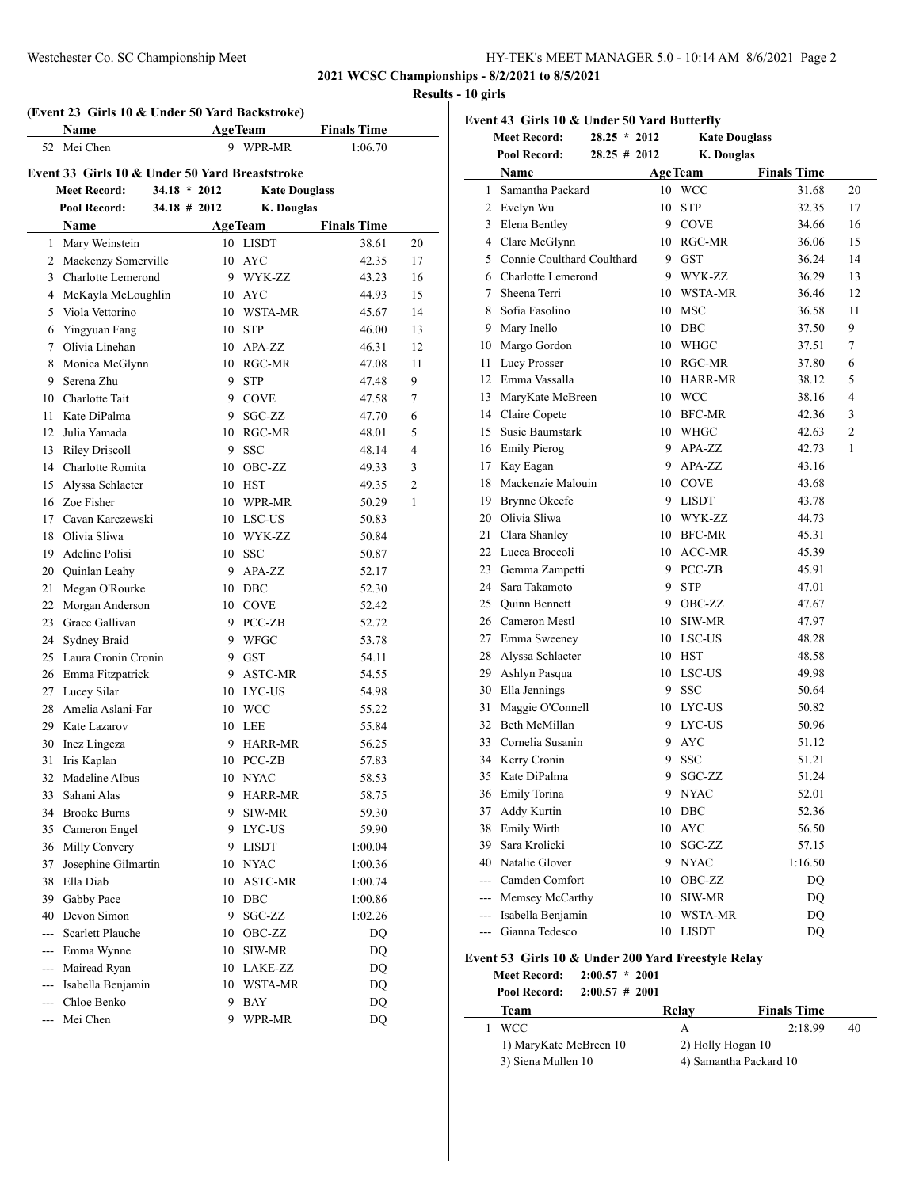## 2021 WCSC Championships - 8/2/2021 to 8/5/2021

### Results - 10 girls

### (Event 23 Girls 10 & Under 50 Yard Backstroke)

| | Name | Age | Team | Finals Time | |
|---|---|---|---|---|---|
| 52 | Mei Chen | 9 | WPR-MR | 1:06.70 | |

### Event 33 Girls 10 & Under 50 Yard Breaststroke

**Meet Record:** 34.18 * 2012 Kate Douglass
**Pool Record:** 34.18 # 2012 K. Douglas

| | Name | Age | Team | Finals Time | |
|---|---|---|---|---|---|
| 1 | Mary Weinstein | 10 | LISDT | 38.61 | 20 |
| 2 | Mackenzy Somerville | 10 | AYC | 42.35 | 17 |
| 3 | Charlotte Lemerond | 9 | WYK-ZZ | 43.23 | 16 |
| 4 | McKayla McLoughlin | 10 | AYC | 44.93 | 15 |
| 5 | Viola Vettorino | 10 | WSTA-MR | 45.67 | 14 |
| 6 | Yingyuan Fang | 10 | STP | 46.00 | 13 |
| 7 | Olivia Linehan | 10 | APA-ZZ | 46.31 | 12 |
| 8 | Monica McGlynn | 10 | RGC-MR | 47.08 | 11 |
| 9 | Serena Zhu | 9 | STP | 47.48 | 9 |
| 10 | Charlotte Tait | 9 | COVE | 47.58 | 7 |
| 11 | Kate DiPalma | 9 | SGC-ZZ | 47.70 | 6 |
| 12 | Julia Yamada | 10 | RGC-MR | 48.01 | 5 |
| 13 | Riley Driscoll | 9 | SSC | 48.14 | 4 |
| 14 | Charlotte Romita | 10 | OBC-ZZ | 49.33 | 3 |
| 15 | Alyssa Schlacter | 10 | HST | 49.35 | 2 |
| 16 | Zoe Fisher | 10 | WPR-MR | 50.29 | 1 |
| 17 | Cavan Karczewski | 10 | LSC-US | 50.83 | |
| 18 | Olivia Sliwa | 10 | WYK-ZZ | 50.84 | |
| 19 | Adeline Polisi | 10 | SSC | 50.87 | |
| 20 | Quinlan Leahy | 9 | APA-ZZ | 52.17 | |
| 21 | Megan O'Rourke | 10 | DBC | 52.30 | |
| 22 | Morgan Anderson | 10 | COVE | 52.42 | |
| 23 | Grace Gallivan | 9 | PCC-ZB | 52.72 | |
| 24 | Sydney Braid | 9 | WFGC | 53.78 | |
| 25 | Laura Cronin Cronin | 9 | GST | 54.11 | |
| 26 | Emma Fitzpatrick | 9 | ASTC-MR | 54.55 | |
| 27 | Lucey Silar | 10 | LYC-US | 54.98 | |
| 28 | Amelia Aslani-Far | 10 | WCC | 55.22 | |
| 29 | Kate Lazarov | 10 | LEE | 55.84 | |
| 30 | Inez Lingeza | 9 | HARR-MR | 56.25 | |
| 31 | Iris Kaplan | 10 | PCC-ZB | 57.83 | |
| 32 | Madeline Albus | 10 | NYAC | 58.53 | |
| 33 | Sahani Alas | 9 | HARR-MR | 58.75 | |
| 34 | Brooke Burns | 9 | SIW-MR | 59.30 | |
| 35 | Cameron Engel | 9 | LYC-US | 59.90 | |
| 36 | Milly Convery | 9 | LISDT | 1:00.04 | |
| 37 | Josephine Gilmartin | 10 | NYAC | 1:00.36 | |
| 38 | Ella Diab | 10 | ASTC-MR | 1:00.74 | |
| 39 | Gabby Pace | 10 | DBC | 1:00.86 | |
| 40 | Devon Simon | 9 | SGC-ZZ | 1:02.26 | |
| --- | Scarlett Plauche | 10 | OBC-ZZ | DQ | |
| --- | Emma Wynne | 10 | SIW-MR | DQ | |
| --- | Mairead Ryan | 10 | LAKE-ZZ | DQ | |
| --- | Isabella Benjamin | 10 | WSTA-MR | DQ | |
| --- | Chloe Benko | 9 | BAY | DQ | |
| --- | Mei Chen | 9 | WPR-MR | DQ | |

### Event 43 Girls 10 & Under 50 Yard Butterfly

**Meet Record:** 28.25 * 2012 Kate Douglass
**Pool Record:** 28.25 # 2012 K. Douglas

| | Name | Age | Team | Finals Time | |
|---|---|---|---|---|---|
| 1 | Samantha Packard | 10 | WCC | 31.68 | 20 |
| 2 | Evelyn Wu | 10 | STP | 32.35 | 17 |
| 3 | Elena Bentley | 9 | COVE | 34.66 | 16 |
| 4 | Clare McGlynn | 10 | RGC-MR | 36.06 | 15 |
| 5 | Connie Coulthard Coulthard | 9 | GST | 36.24 | 14 |
| 6 | Charlotte Lemerond | 9 | WYK-ZZ | 36.29 | 13 |
| 7 | Sheena Terri | 10 | WSTA-MR | 36.46 | 12 |
| 8 | Sofia Fasolino | 10 | MSC | 36.58 | 11 |
| 9 | Mary Inello | 10 | DBC | 37.50 | 9 |
| 10 | Margo Gordon | 10 | WHGC | 37.51 | 7 |
| 11 | Lucy Prosser | 10 | RGC-MR | 37.80 | 6 |
| 12 | Emma Vassalla | 10 | HARR-MR | 38.12 | 5 |
| 13 | MaryKate McBreen | 10 | WCC | 38.16 | 4 |
| 14 | Claire Copete | 10 | BFC-MR | 42.36 | 3 |
| 15 | Susie Baumstark | 10 | WHGC | 42.63 | 2 |
| 16 | Emily Pierog | 9 | APA-ZZ | 42.73 | 1 |
| 17 | Kay Eagan | 9 | APA-ZZ | 43.16 | |
| 18 | Mackenzie Malouin | 10 | COVE | 43.68 | |
| 19 | Brynne Okeefe | 9 | LISDT | 43.78 | |
| 20 | Olivia Sliwa | 10 | WYK-ZZ | 44.73 | |
| 21 | Clara Shanley | 10 | BFC-MR | 45.31 | |
| 22 | Lucca Broccoli | 10 | ACC-MR | 45.39 | |
| 23 | Gemma Zampetti | 9 | PCC-ZB | 45.91 | |
| 24 | Sara Takamoto | 9 | STP | 47.01 | |
| 25 | Quinn Bennett | 9 | OBC-ZZ | 47.67 | |
| 26 | Cameron Mestl | 10 | SIW-MR | 47.97 | |
| 27 | Emma Sweeney | 10 | LSC-US | 48.28 | |
| 28 | Alyssa Schlacter | 10 | HST | 48.58 | |
| 29 | Ashlyn Pasqua | 10 | LSC-US | 49.98 | |
| 30 | Ella Jennings | 9 | SSC | 50.64 | |
| 31 | Maggie O'Connell | 10 | LYC-US | 50.82 | |
| 32 | Beth McMillan | 9 | LYC-US | 50.96 | |
| 33 | Cornelia Susanin | 9 | AYC | 51.12 | |
| 34 | Kerry Cronin | 9 | SSC | 51.21 | |
| 35 | Kate DiPalma | 9 | SGC-ZZ | 51.24 | |
| 36 | Emily Torina | 9 | NYAC | 52.01 | |
| 37 | Addy Kurtin | 10 | DBC | 52.36 | |
| 38 | Emily Wirth | 10 | AYC | 56.50 | |
| 39 | Sara Krolicki | 10 | SGC-ZZ | 57.15 | |
| 40 | Natalie Glover | 9 | NYAC | 1:16.50 | |
| --- | Camden Comfort | 10 | OBC-ZZ | DQ | |
| --- | Memsey McCarthy | 10 | SIW-MR | DQ | |
| --- | Isabella Benjamin | 10 | WSTA-MR | DQ | |
| --- | Gianna Tedesco | 10 | LISDT | DQ | |

### Event 53 Girls 10 & Under 200 Yard Freestyle Relay

**Meet Record:** 2:00.57 * 2001
**Pool Record:** 2:00.57 # 2001

| | Team | Relay | Finals Time | |
|---|---|---|---|---|
| 1 | WCC | A | 2:18.99 | 40 |
| | 1) MaryKate McBreen 10 | 2) Holly Hogan 10 | | |
| | 3) Siena Mullen 10 | 4) Samantha Packard 10 | | |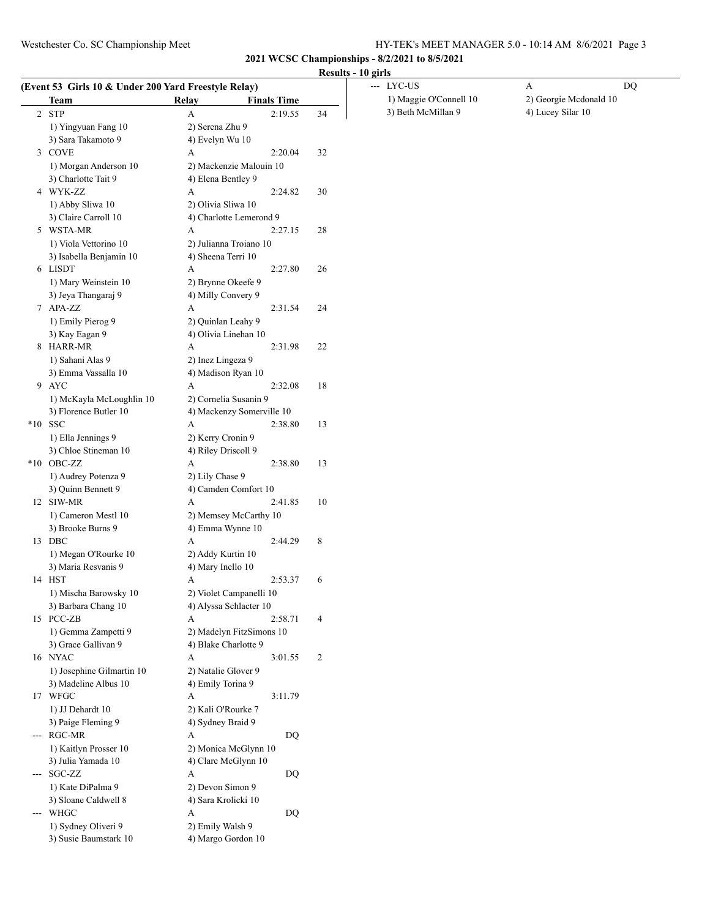## 2021 WCSC Championships - 8/2/2021 to 8/5/2021

### Results - 10 girls

**(Event 53 Girls 10 & Under 200 Yard Freestyle Relay)**

| | Team | Relay | Finals Time | |
|---|---|---|---|---|
| 2 | STP | A | 2:19.55 | 34 |
| | 1) Yingyuan Fang 10 | 2) Serena Zhu 9 | | |
| | 3) Sara Takamoto 9 | 4) Evelyn Wu 10 | | |
| 3 | COVE | A | 2:20.04 | 32 |
| | 1) Morgan Anderson 10 | 2) Mackenzie Malouin 10 | | |
| | 3) Charlotte Tait 9 | 4) Elena Bentley 9 | | |
| 4 | WYK-ZZ | A | 2:24.82 | 30 |
| | 1) Abby Sliwa 10 | 2) Olivia Sliwa 10 | | |
| | 3) Claire Carroll 10 | 4) Charlotte Lemerond 9 | | |
| 5 | WSTA-MR | A | 2:27.15 | 28 |
| | 1) Viola Vettorino 10 | 2) Julianna Troiano 10 | | |
| | 3) Isabella Benjamin 10 | 4) Sheena Terri 10 | | |
| 6 | LISDT | A | 2:27.80 | 26 |
| | 1) Mary Weinstein 10 | 2) Brynne Okeefe 9 | | |
| | 3) Jeya Thangaraj 9 | 4) Milly Convery 9 | | |
| 7 | APA-ZZ | A | 2:31.54 | 24 |
| | 1) Emily Pierog 9 | 2) Quinlan Leahy 9 | | |
| | 3) Kay Eagan 9 | 4) Olivia Linehan 10 | | |
| 8 | HARR-MR | A | 2:31.98 | 22 |
| | 1) Sahani Alas 9 | 2) Inez Lingeza 9 | | |
| | 3) Emma Vassalla 10 | 4) Madison Ryan 10 | | |
| 9 | AYC | A | 2:32.08 | 18 |
| | 1) McKayla McLoughlin 10 | 2) Cornelia Susanin 9 | | |
| | 3) Florence Butler 10 | 4) Mackenzy Somerville 10 | | |
| *10 | SSC | A | 2:38.80 | 13 |
| | 1) Ella Jennings 9 | 2) Kerry Cronin 9 | | |
| | 3) Chloe Stineman 10 | 4) Riley Driscoll 9 | | |
| *10 | OBC-ZZ | A | 2:38.80 | 13 |
| | 1) Audrey Potenza 9 | 2) Lily Chase 9 | | |
| | 3) Quinn Bennett 9 | 4) Camden Comfort 10 | | |
| 12 | SIW-MR | A | 2:41.85 | 10 |
| | 1) Cameron Mestl 10 | 2) Memsey McCarthy 10 | | |
| | 3) Brooke Burns 9 | 4) Emma Wynne 10 | | |
| 13 | DBC | A | 2:44.29 | 8 |
| | 1) Megan O'Rourke 10 | 2) Addy Kurtin 10 | | |
| | 3) Maria Resvanis 9 | 4) Mary Inello 10 | | |
| 14 | HST | A | 2:53.37 | 6 |
| | 1) Mischa Barowsky 10 | 2) Violet Campanelli 10 | | |
| | 3) Barbara Chang 10 | 4) Alyssa Schlacter 10 | | |
| 15 | PCC-ZB | A | 2:58.71 | 4 |
| | 1) Gemma Zampetti 9 | 2) Madelyn FitzSimons 10 | | |
| | 3) Grace Gallivan 9 | 4) Blake Charlotte 9 | | |
| 16 | NYAC | A | 3:01.55 | 2 |
| | 1) Josephine Gilmartin 10 | 2) Natalie Glover 9 | | |
| | 3) Madeline Albus 10 | 4) Emily Torina 9 | | |
| 17 | WFGC | A | 3:11.79 | |
| | 1) JJ Dehardt 10 | 2) Kali O'Rourke 7 | | |
| | 3) Paige Fleming 9 | 4) Sydney Braid 9 | | |
| --- | RGC-MR | A | DQ | |
| | 1) Kaitlyn Prosser 10 | 2) Monica McGlynn 10 | | |
| | 3) Julia Yamada 10 | 4) Clare McGlynn 10 | | |
| --- | SGC-ZZ | A | DQ | |
| | 1) Kate DiPalma 9 | 2) Devon Simon 9 | | |
| | 3) Sloane Caldwell 8 | 4) Sara Krolicki 10 | | |
| --- | WHGC | A | DQ | |
| | 1) Sydney Oliveri 9 | 2) Emily Walsh 9 | | |
| | 3) Susie Baumstark 10 | 4) Margo Gordon 10 | | |
| --- | LYC-US | A | DQ | |
| | 1) Maggie O'Connell 10 | 2) Georgie Mcdonald 10 | | |
| | 3) Beth McMillan 9 | 4) Lucey Silar 10 | | |